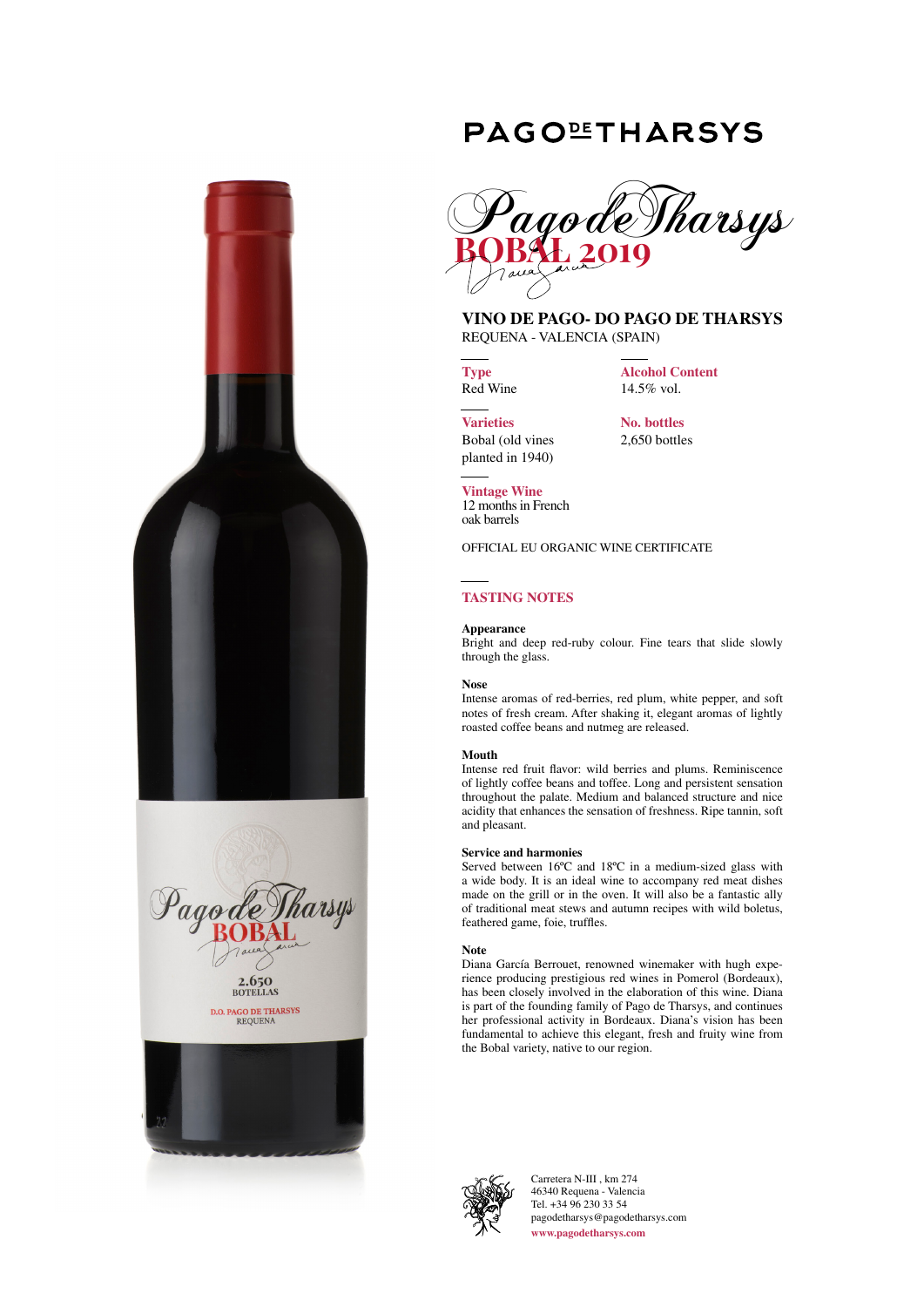# PAGO DE THARSYS

## Pago de Tharsys
## BOBAL 2019

### VINO DE PAGO- DO PAGO DE THARSYS
REQUENA - VALENCIA (SPAIN)

**Type**
Red Wine

**Alcohol Content**
14.5% vol.

**Varieties**
Bobal (old vines planted in 1940)

**No. bottles**
2,650 bottles

**Vintage Wine**
12 months in French oak barrels

OFFICIAL EU ORGANIC WINE CERTIFICATE

### TASTING NOTES

**Appearance**
Bright and deep red-ruby colour. Fine tears that slide slowly through the glass.

**Nose**
Intense aromas of red-berries, red plum, white pepper, and soft notes of fresh cream. After shaking it, elegant aromas of lightly roasted coffee beans and nutmeg are released.

**Mouth**
Intense red fruit flavor: wild berries and plums. Reminiscence of lightly coffee beans and toffee. Long and persistent sensation throughout the palate. Medium and balanced structure and nice acidity that enhances the sensation of freshness. Ripe tannin, soft and pleasant.

**Service and harmonies**
Served between 16ºC and 18ºC in a medium-sized glass with a wide body. It is an ideal wine to accompany red meat dishes made on the grill or in the oven. It will also be a fantastic ally of traditional meat stews and autumn recipes with wild boletus, feathered game, foie, truffles.

**Note**
Diana García Berrouet, renowned winemaker with hugh experience producing prestigious red wines in Pomerol (Bordeaux), has been closely involved in the elaboration of this wine. Diana is part of the founding family of Pago de Tharsys, and continues her professional activity in Bordeaux. Diana's vision has been fundamental to achieve this elegant, fresh and fruity wine from the Bobal variety, native to our region.

Carretera N-III , km 274
46340 Requena - Valencia
Tel. +34 96 230 33 54
pagodetharsys@pagodetharsys.com
**www.pagodetharsys.com**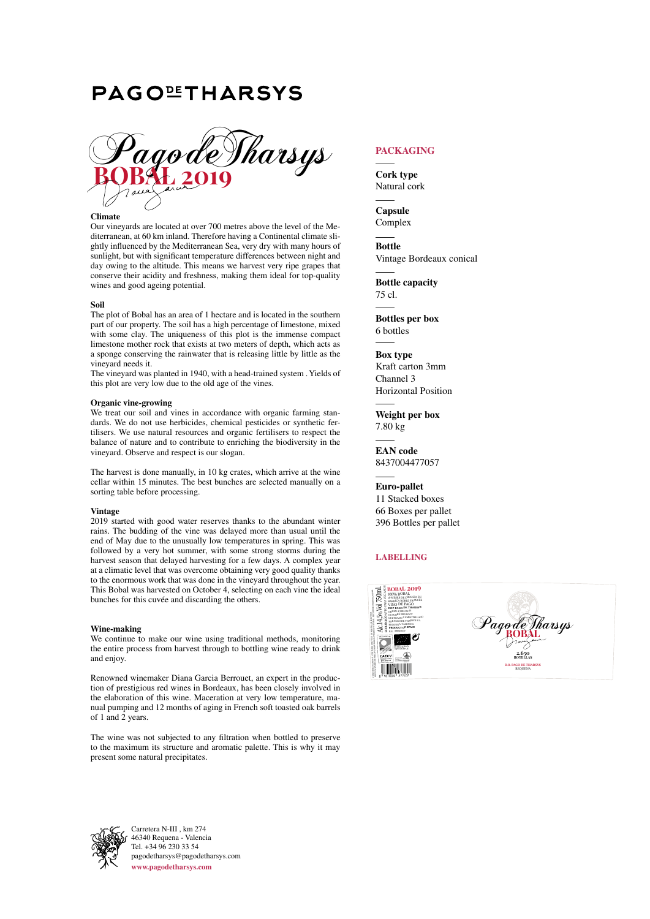# PAGO DE THARSYS

## Pago de Tharsys BOBAL 2019

### Climate

Our vineyards are located at over 700 metres above the level of the Mediterranean, at 60 km inland. Therefore having a Continental climate slightly influenced by the Mediterranean Sea, very dry with many hours of sunlight, but with significant temperature differences between night and day owing to the altitude. This means we harvest very ripe grapes that conserve their acidity and freshness, making them ideal for top-quality wines and good ageing potential.

### Soil

The plot of Bobal has an area of 1 hectare and is located in the southern part of our property. The soil has a high percentage of limestone, mixed with some clay. The uniqueness of this plot is the immense compact limestone mother rock that exists at two meters of depth, which acts as a sponge conserving the rainwater that is releasing little by little as the vineyard needs it.

The vineyard was planted in 1940, with a head-trained system . Yields of this plot are very low due to the old age of the vines.

### Organic vine-growing

We treat our soil and vines in accordance with organic farming standards. We do not use herbicides, chemical pesticides or synthetic fertilisers. We use natural resources and organic fertilisers to respect the balance of nature and to contribute to enriching the biodiversity in the vineyard. Observe and respect is our slogan.

The harvest is done manually, in 10 kg crates, which arrive at the wine cellar within 15 minutes. The best bunches are selected manually on a sorting table before processing.

### Vintage

2019 started with good water reserves thanks to the abundant winter rains. The budding of the vine was delayed more than usual until the end of May due to the unusually low temperatures in spring. This was followed by a very hot summer, with some strong storms during the harvest season that delayed harvesting for a few days. A complex year at a climatic level that was overcome obtaining very good quality thanks to the enormous work that was done in the vineyard throughout the year. This Bobal was harvested on October 4, selecting on each vine the ideal bunches for this cuvée and discarding the others.

### Wine-making

We continue to make our wine using traditional methods, monitoring the entire process from harvest through to bottling wine ready to drink and enjoy.

Renowned winemaker Diana Garcia Berrouet, an expert in the production of prestigious red wines in Bordeaux, has been closely involved in the elaboration of this wine. Maceration at very low temperature, manual pumping and 12 months of aging in French soft toasted oak barrels of 1 and 2 years.

The wine was not subjected to any filtration when bottled to preserve to the maximum its structure and aromatic palette. This is why it may present some natural precipitates.

## PACKAGING

**Cork type**
Natural cork

**Capsule**
Complex

**Bottle**
Vintage Bordeaux conical

**Bottle capacity**
75 cl.

**Bottles per box**
6 bottles

**Box type**
Kraft carton 3mm
Channel 3
Horizontal Position

**Weight per box**
7.80 kg

**EAN code**
8437004477057

**Euro-pallet**
11 Stacked boxes
66 Boxes per pallet
396 Bottles per pallet

## LABELLING

BOBAL 2019
100% BOBAL
Alc.14,5% Vol. 750ml.

Pago de Tharsys
BOBAL
2.650 BOTELLAS
D.O. PAGO DE THARSYS
REQUENA

Carretera N-III , km 274
46340 Requena - Valencia
Tel. +34 96 230 33 54
pagodetharsys@pagodetharsys.com
www.pagodetharsys.com